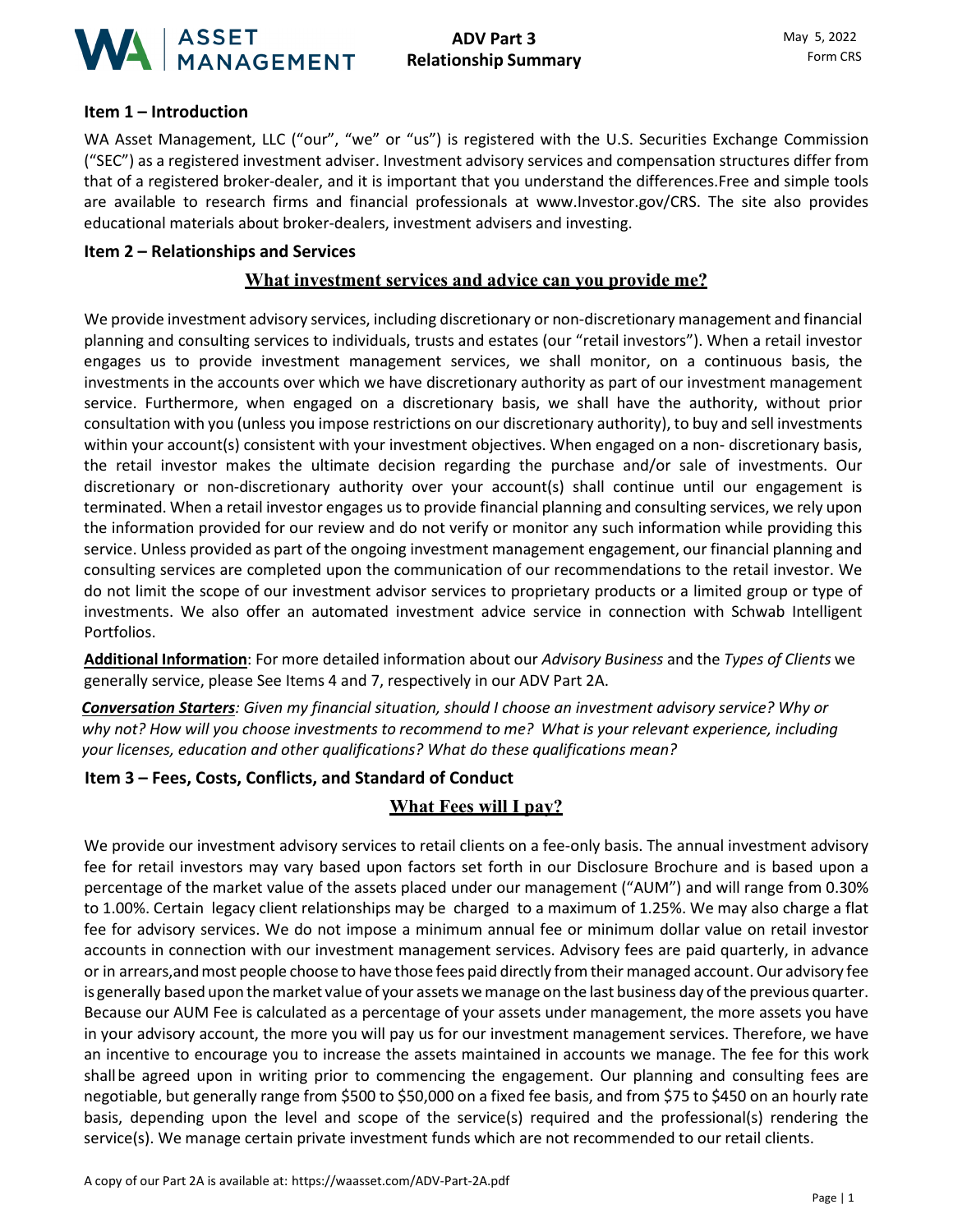WA ASSET MANAGEMENT

**ADV Part 3**
**Relationship Summary**

May 5, 2022
Form CRS

### Item 1 – Introduction

WA Asset Management, LLC ("our", "we" or "us") is registered with the U.S. Securities Exchange Commission ("SEC") as a registered investment adviser. Investment advisory services and compensation structures differ from that of a registered broker-dealer, and it is important that you understand the differences.Free and simple tools are available to research firms and financial professionals at www.Investor.gov/CRS. The site also provides educational materials about broker-dealers, investment advisers and investing.

### Item 2 – Relationships and Services

**What investment services and advice can you provide me?**

We provide investment advisory services, including discretionary or non-discretionary management and financial planning and consulting services to individuals, trusts and estates (our "retail investors"). When a retail investor engages us to provide investment management services, we shall monitor, on a continuous basis, the investments in the accounts over which we have discretionary authority as part of our investment management service. Furthermore, when engaged on a discretionary basis, we shall have the authority, without prior consultation with you (unless you impose restrictions on our discretionary authority), to buy and sell investments within your account(s) consistent with your investment objectives. When engaged on a non- discretionary basis, the retail investor makes the ultimate decision regarding the purchase and/or sale of investments. Our discretionary or non-discretionary authority over your account(s) shall continue until our engagement is terminated. When a retail investor engages us to provide financial planning and consulting services, we rely upon the information provided for our review and do not verify or monitor any such information while providing this service. Unless provided as part of the ongoing investment management engagement, our financial planning and consulting services are completed upon the communication of our recommendations to the retail investor. We do not limit the scope of our investment advisor services to proprietary products or a limited group or type of investments. We also offer an automated investment advice service in connection with Schwab Intelligent Portfolios.

**Additional Information**: For more detailed information about our *Advisory Business* and the *Types of Clients* we generally service, please See Items 4 and 7, respectively in our ADV Part 2A.

***Conversation Starters****: Given my financial situation, should I choose an investment advisory service? Why or why not? How will you choose investments to recommend to me? What is your relevant experience, including your licenses, education and other qualifications? What do these qualifications mean?*

### Item 3 – Fees, Costs, Conflicts, and Standard of Conduct

**What Fees will I pay?**

We provide our investment advisory services to retail clients on a fee-only basis. The annual investment advisory fee for retail investors may vary based upon factors set forth in our Disclosure Brochure and is based upon a percentage of the market value of the assets placed under our management ("AUM") and will range from 0.30% to 1.00%. Certain legacy client relationships may be charged to a maximum of 1.25%. We may also charge a flat fee for advisory services. We do not impose a minimum annual fee or minimum dollar value on retail investor accounts in connection with our investment management services. Advisory fees are paid quarterly, in advance or in arrears,and most people choose to have those fees paid directly from their managed account. Our advisory fee is generally based upon the market value of your assets we manage on the last business day of the previous quarter. Because our AUM Fee is calculated as a percentage of your assets under management, the more assets you have in your advisory account, the more you will pay us for our investment management services. Therefore, we have an incentive to encourage you to increase the assets maintained in accounts we manage. The fee for this work shall be agreed upon in writing prior to commencing the engagement. Our planning and consulting fees are negotiable, but generally range from $500 to $50,000 on a fixed fee basis, and from $75 to $450 on an hourly rate basis, depending upon the level and scope of the service(s) required and the professional(s) rendering the service(s). We manage certain private investment funds which are not recommended to our retail clients.

A copy of our Part 2A is available at: https://waasset.com/ADV-Part-2A.pdf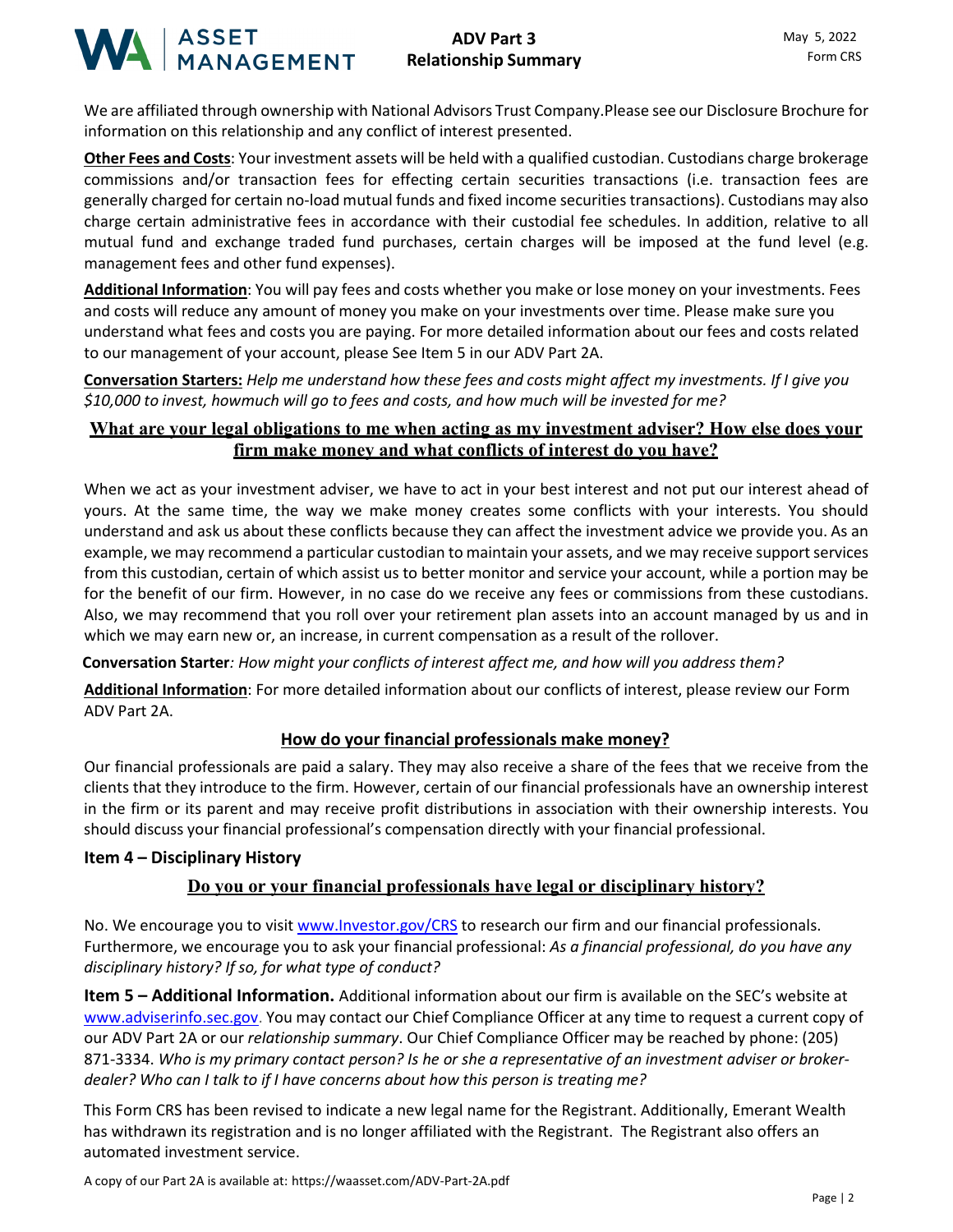We are affiliated through ownership with National Advisors Trust Company.Please see our Disclosure Brochure for information on this relationship and any conflict of interest presented.

**Other Fees and Costs**: Your investment assets will be held with a qualified custodian. Custodians charge brokerage commissions and/or transaction fees for effecting certain securities transactions (i.e. transaction fees are generally charged for certain no-load mutual funds and fixed income securities transactions). Custodians may also charge certain administrative fees in accordance with their custodial fee schedules. In addition, relative to all mutual fund and exchange traded fund purchases, certain charges will be imposed at the fund level (e.g. management fees and other fund expenses).

**Additional Information**: You will pay fees and costs whether you make or lose money on your investments. Fees and costs will reduce any amount of money you make on your investments over time. Please make sure you understand what fees and costs you are paying. For more detailed information about our fees and costs related to our management of your account, please See Item 5 in our ADV Part 2A.

**Conversation Starters:** *Help me understand how these fees and costs might affect my investments. If I give you $10,000 to invest, howmuch will go to fees and costs, and how much will be invested for me?*

## What are your legal obligations to me when acting as my investment adviser? How else does your firm make money and what conflicts of interest do you have?

When we act as your investment adviser, we have to act in your best interest and not put our interest ahead of yours. At the same time, the way we make money creates some conflicts with your interests. You should understand and ask us about these conflicts because they can affect the investment advice we provide you. As an example, we may recommend a particular custodian to maintain your assets, and we may receive support services from this custodian, certain of which assist us to better monitor and service your account, while a portion may be for the benefit of our firm. However, in no case do we receive any fees or commissions from these custodians. Also, we may recommend that you roll over your retirement plan assets into an account managed by us and in which we may earn new or, an increase, in current compensation as a result of the rollover.

**Conversation Starter***: How might your conflicts of interest affect me, and how will you address them?*

**Additional Information**: For more detailed information about our conflicts of interest, please review our Form ADV Part 2A.

## How do your financial professionals make money?

Our financial professionals are paid a salary. They may also receive a share of the fees that we receive from the clients that they introduce to the firm. However, certain of our financial professionals have an ownership interest in the firm or its parent and may receive profit distributions in association with their ownership interests. You should discuss your financial professional's compensation directly with your financial professional.

### Item 4 – Disciplinary History

## Do you or your financial professionals have legal or disciplinary history?

No. We encourage you to visit www.Investor.gov/CRS to research our firm and our financial professionals. Furthermore, we encourage you to ask your financial professional: *As a financial professional, do you have any disciplinary history? If so, for what type of conduct?*

**Item 5 – Additional Information.** Additional information about our firm is available on the SEC's website at www.adviserinfo.sec.gov. You may contact our Chief Compliance Officer at any time to request a current copy of our ADV Part 2A or our *relationship summary*. Our Chief Compliance Officer may be reached by phone: (205) 871-3334. *Who is my primary contact person? Is he or she a representative of an investment adviser or broker-dealer? Who can I talk to if I have concerns about how this person is treating me?*

This Form CRS has been revised to indicate a new legal name for the Registrant. Additionally, Emerant Wealth has withdrawn its registration and is no longer affiliated with the Registrant. The Registrant also offers an automated investment service.

A copy of our Part 2A is available at: https://waasset.com/ADV-Part-2A.pdf